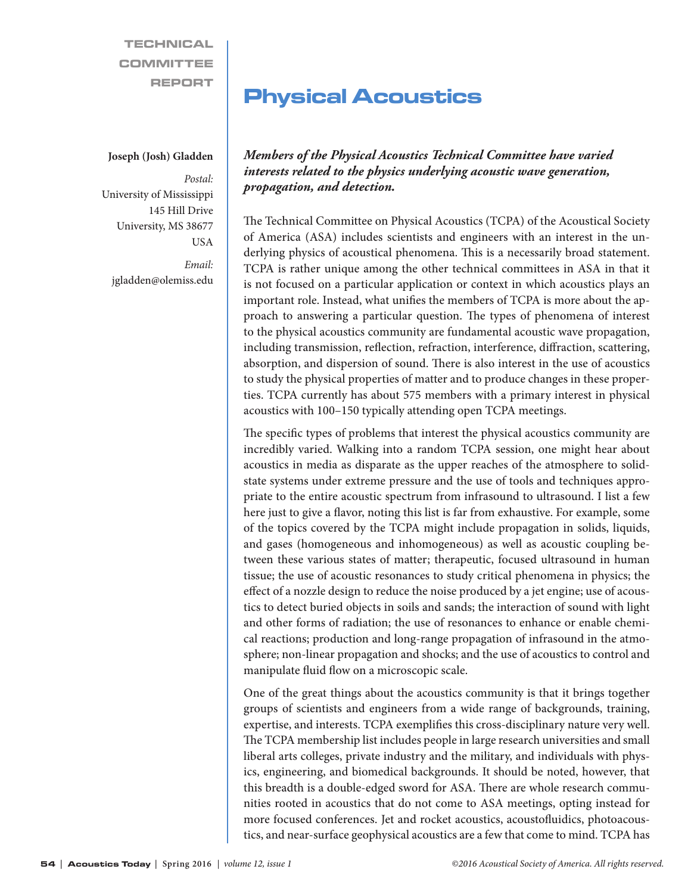TECHNICAL COMMITTEE REPORT

# Physical Acoustics

**Joseph (Josh) Gladden**

*Postal:*
University of Mississippi
145 Hill Drive
University, MS 38677
USA

*Email:*
jgladden@olemiss.edu

***Members of the Physical Acoustics Technical Committee have varied interests related to the physics underlying acoustic wave generation, propagation, and detection.***

The Technical Committee on Physical Acoustics (TCPA) of the Acoustical Society of America (ASA) includes scientists and engineers with an interest in the underlying physics of acoustical phenomena. This is a necessarily broad statement. TCPA is rather unique among the other technical committees in ASA in that it is not focused on a particular application or context in which acoustics plays an important role. Instead, what unifies the members of TCPA is more about the approach to answering a particular question. The types of phenomena of interest to the physical acoustics community are fundamental acoustic wave propagation, including transmission, reflection, refraction, interference, diffraction, scattering, absorption, and dispersion of sound. There is also interest in the use of acoustics to study the physical properties of matter and to produce changes in these properties. TCPA currently has about 575 members with a primary interest in physical acoustics with 100–150 typically attending open TCPA meetings.

The specific types of problems that interest the physical acoustics community are incredibly varied. Walking into a random TCPA session, one might hear about acoustics in media as disparate as the upper reaches of the atmosphere to solid-state systems under extreme pressure and the use of tools and techniques appropriate to the entire acoustic spectrum from infrasound to ultrasound. I list a few here just to give a flavor, noting this list is far from exhaustive. For example, some of the topics covered by the TCPA might include propagation in solids, liquids, and gases (homogeneous and inhomogeneous) as well as acoustic coupling between these various states of matter; therapeutic, focused ultrasound in human tissue; the use of acoustic resonances to study critical phenomena in physics; the effect of a nozzle design to reduce the noise produced by a jet engine; use of acoustics to detect buried objects in soils and sands; the interaction of sound with light and other forms of radiation; the use of resonances to enhance or enable chemical reactions; production and long-range propagation of infrasound in the atmosphere; non-linear propagation and shocks; and the use of acoustics to control and manipulate fluid flow on a microscopic scale.

One of the great things about the acoustics community is that it brings together groups of scientists and engineers from a wide range of backgrounds, training, expertise, and interests. TCPA exemplifies this cross-disciplinary nature very well. The TCPA membership list includes people in large research universities and small liberal arts colleges, private industry and the military, and individuals with physics, engineering, and biomedical backgrounds. It should be noted, however, that this breadth is a double-edged sword for ASA. There are whole research communities rooted in acoustics that do not come to ASA meetings, opting instead for more focused conferences. Jet and rocket acoustics, acoustofluidics, photoacoustics, and near-surface geophysical acoustics are a few that come to mind. TCPA has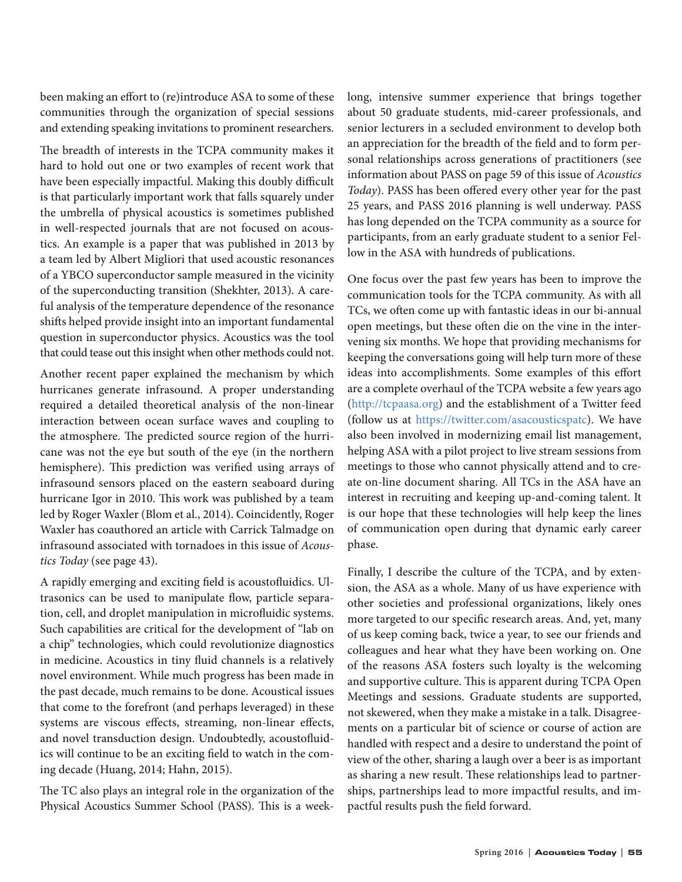been making an effort to (re)introduce ASA to some of these communities through the organization of special sessions and extending speaking invitations to prominent researchers.

The breadth of interests in the TCPA community makes it hard to hold out one or two examples of recent work that have been especially impactful. Making this doubly difficult is that particularly important work that falls squarely under the umbrella of physical acoustics is sometimes published in well-respected journals that are not focused on acoustics. An example is a paper that was published in 2013 by a team led by Albert Migliori that used acoustic resonances of a YBCO superconductor sample measured in the vicinity of the superconducting transition (Shekhter, 2013). A careful analysis of the temperature dependence of the resonance shifts helped provide insight into an important fundamental question in superconductor physics. Acoustics was the tool that could tease out this insight when other methods could not.

Another recent paper explained the mechanism by which hurricanes generate infrasound. A proper understanding required a detailed theoretical analysis of the non-linear interaction between ocean surface waves and coupling to the atmosphere. The predicted source region of the hurricane was not the eye but south of the eye (in the northern hemisphere). This prediction was verified using arrays of infrasound sensors placed on the eastern seaboard during hurricane Igor in 2010. This work was published by a team led by Roger Waxler (Blom et al., 2014). Coincidently, Roger Waxler has coauthored an article with Carrick Talmadge on infrasound associated with tornadoes in this issue of *Acoustics Today* (see page 43).

A rapidly emerging and exciting field is acoustofluidics. Ultrasonics can be used to manipulate flow, particle separation, cell, and droplet manipulation in microfluidic systems. Such capabilities are critical for the development of "lab on a chip" technologies, which could revolutionize diagnostics in medicine. Acoustics in tiny fluid channels is a relatively novel environment. While much progress has been made in the past decade, much remains to be done. Acoustical issues that come to the forefront (and perhaps leveraged) in these systems are viscous effects, streaming, non-linear effects, and novel transduction design. Undoubtedly, acoustofluidics will continue to be an exciting field to watch in the coming decade (Huang, 2014; Hahn, 2015).

The TC also plays an integral role in the organization of the Physical Acoustics Summer School (PASS). This is a week-long, intensive summer experience that brings together about 50 graduate students, mid-career professionals, and senior lecturers in a secluded environment to develop both an appreciation for the breadth of the field and to form personal relationships across generations of practitioners (see information about PASS on page 59 of this issue of *Acoustics Today*). PASS has been offered every other year for the past 25 years, and PASS 2016 planning is well underway. PASS has long depended on the TCPA community as a source for participants, from an early graduate student to a senior Fellow in the ASA with hundreds of publications.

One focus over the past few years has been to improve the communication tools for the TCPA community. As with all TCs, we often come up with fantastic ideas in our bi-annual open meetings, but these often die on the vine in the intervening six months. We hope that providing mechanisms for keeping the conversations going will help turn more of these ideas into accomplishments. Some examples of this effort are a complete overhaul of the TCPA website a few years ago (http://tcpaasa.org) and the establishment of a Twitter feed (follow us at https://twitter.com/asacousticspatc). We have also been involved in modernizing email list management, helping ASA with a pilot project to live stream sessions from meetings to those who cannot physically attend and to create on-line document sharing. All TCs in the ASA have an interest in recruiting and keeping up-and-coming talent. It is our hope that these technologies will help keep the lines of communication open during that dynamic early career phase.

Finally, I describe the culture of the TCPA, and by extension, the ASA as a whole. Many of us have experience with other societies and professional organizations, likely ones more targeted to our specific research areas. And, yet, many of us keep coming back, twice a year, to see our friends and colleagues and hear what they have been working on. One of the reasons ASA fosters such loyalty is the welcoming and supportive culture. This is apparent during TCPA Open Meetings and sessions. Graduate students are supported, not skewered, when they make a mistake in a talk. Disagreements on a particular bit of science or course of action are handled with respect and a desire to understand the point of view of the other, sharing a laugh over a beer is as important as sharing a new result. These relationships lead to partnerships, partnerships lead to more impactful results, and impactful results push the field forward.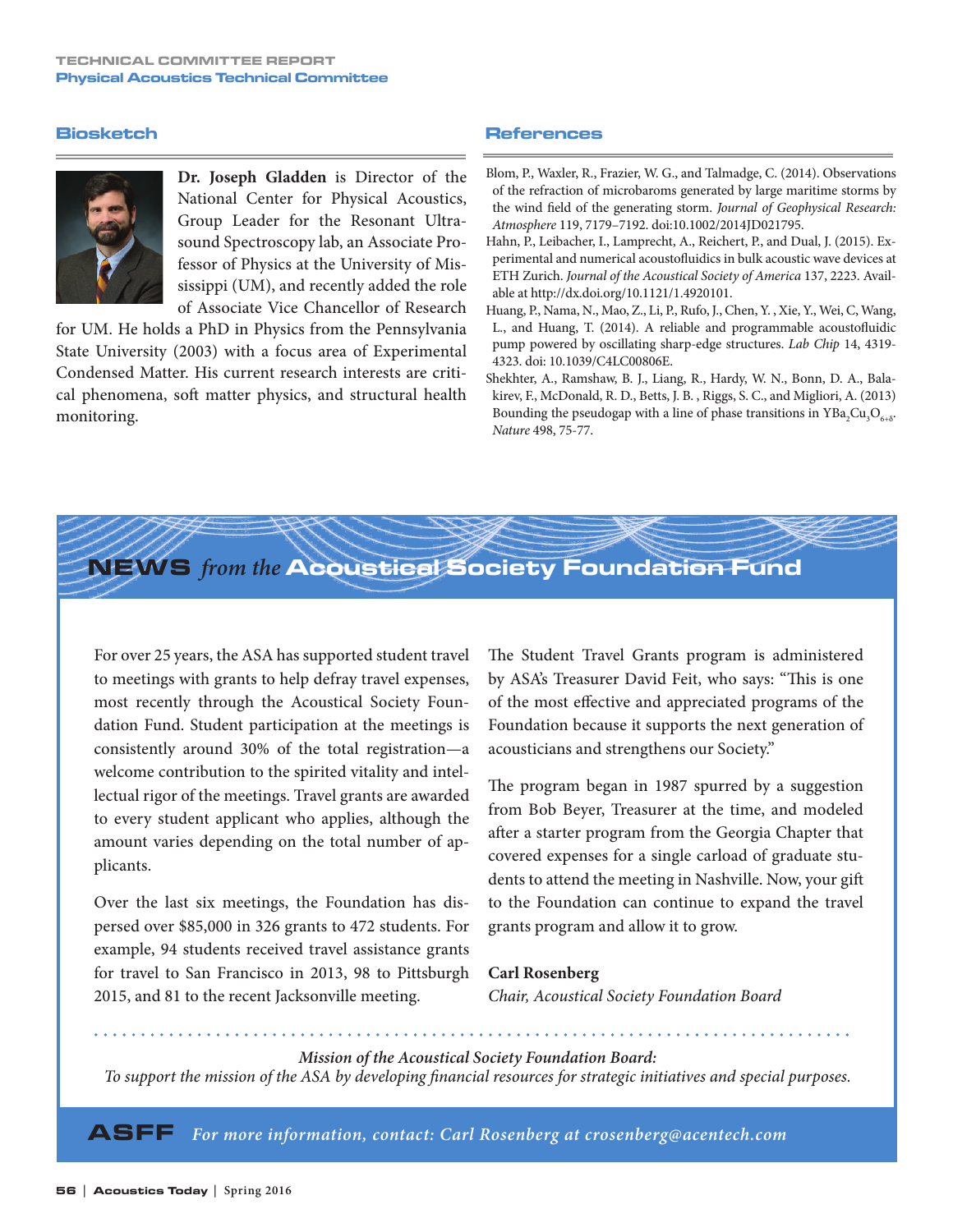## Biosketch

**Dr. Joseph Gladden** is Director of the National Center for Physical Acoustics, Group Leader for the Resonant Ultrasound Spectroscopy lab, an Associate Professor of Physics at the University of Mississippi (UM), and recently added the role of Associate Vice Chancellor of Research for UM. He holds a PhD in Physics from the Pennsylvania State University (2003) with a focus area of Experimental Condensed Matter. His current research interests are critical phenomena, soft matter physics, and structural health monitoring.

## References

Blom, P., Waxler, R., Frazier, W. G., and Talmadge, C. (2014). Observations of the refraction of microbaroms generated by large maritime storms by the wind field of the generating storm. *Journal of Geophysical Research: Atmosphere* 119, 7179–7192. doi:10.1002/2014JD021795.

Hahn, P., Leibacher, I., Lamprecht, A., Reichert, P., and Dual, J. (2015). Experimental and numerical acoustofluidics in bulk acoustic wave devices at ETH Zurich. *Journal of the Acoustical Society of America* 137, 2223. Available at http://dx.doi.org/10.1121/1.4920101.

Huang, P., Nama, N., Mao, Z., Li, P., Rufo, J., Chen, Y. , Xie, Y., Wei, C, Wang, L., and Huang, T. (2014). A reliable and programmable acoustofluidic pump powered by oscillating sharp-edge structures. *Lab Chip* 14, 4319-4323. doi: 10.1039/C4LC00806E.

Shekhter, A., Ramshaw, B. J., Liang, R., Hardy, W. N., Bonn, D. A., Balakirev, F., McDonald, R. D., Betts, J. B. , Riggs, S. C., and Migliori, A. (2013) Bounding the pseudogap with a line of phase transitions in $YBa_2Cu_3O_{6+\delta}$. *Nature* 498, 75-77.

# NEWS *from the* Acoustical Society Foundation Fund

For over 25 years, the ASA has supported student travel to meetings with grants to help defray travel expenses, most recently through the Acoustical Society Foundation Fund. Student participation at the meetings is consistently around 30% of the total registration—a welcome contribution to the spirited vitality and intellectual rigor of the meetings. Travel grants are awarded to every student applicant who applies, although the amount varies depending on the total number of applicants.

Over the last six meetings, the Foundation has dispersed over $85,000 in 326 grants to 472 students. For example, 94 students received travel assistance grants for travel to San Francisco in 2013, 98 to Pittsburgh 2015, and 81 to the recent Jacksonville meeting.

The Student Travel Grants program is administered by ASA's Treasurer David Feit, who says: "This is one of the most effective and appreciated programs of the Foundation because it supports the next generation of acousticians and strengthens our Society."

The program began in 1987 spurred by a suggestion from Bob Beyer, Treasurer at the time, and modeled after a starter program from the Georgia Chapter that covered expenses for a single carload of graduate students to attend the meeting in Nashville. Now, your gift to the Foundation can continue to expand the travel grants program and allow it to grow.

**Carl Rosenberg**
*Chair, Acoustical Society Foundation Board*

*Mission of the Acoustical Society Foundation Board:*
*To support the mission of the ASA by developing financial resources for strategic initiatives and special purposes.*

**ASFF** *For more information, contact: Carl Rosenberg at crosenberg@acentech.com*